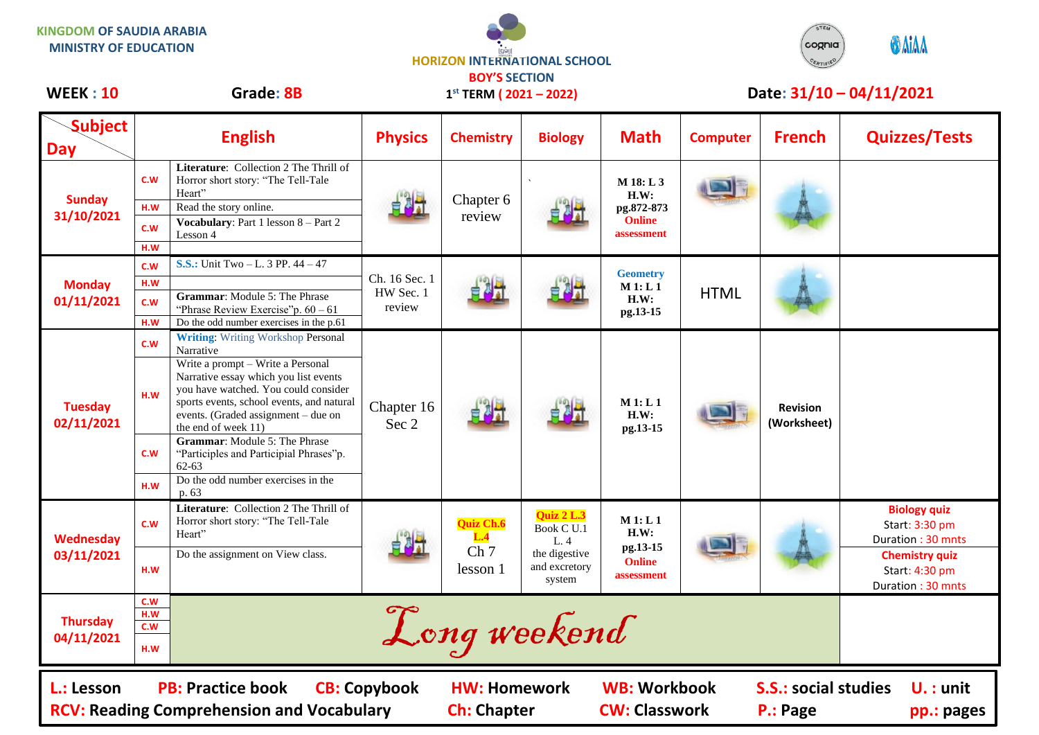KINGDOM OF SAUDIA ARABIA
MINISTRY OF EDUCATION

HORIZON INTERNATIONAL SCHOOL
BOY'S SECTION
1st TERM ( 2021 – 2022)

**WEEK : 10** **Grade: 8B** **Date: 31/10 – 04/11/2021**

| Subject / Day | | English | Physics | Chemistry | Biology | Math | Computer | French | Quizzes/Tests |
|---|---|---|---|---|---|---|---|---|---|
| **Sunday 31/10/2021** | C.W | **Literature**: Collection 2 The Thrill of Horror short story: "The Tell-Tale Heart" | | Chapter 6 review | ` | **M 18: L 3 H.W: pg.872-873 Online assessment** | | | |
| | H.W | Read the story online. | | | | | | | |
| | C.W | **Vocabulary**: Part 1 lesson 8 – Part 2 Lesson 4 | | | | | | | |
| | H.W | | | | | | | | |
| **Monday 01/11/2021** | C.W | **S.S.:** Unit Two – L. 3 PP. 44 – 47 | Ch. 16 Sec. 1 HW Sec. 1 review | | | **Geometry M 1: L 1 H.W: pg.13-15** | HTML | | |
| | H.W | | | | | | | | |
| | C.W | **Grammar**: Module 5: The Phrase "Phrase Review Exercise"p. 60 – 61 | | | | | | | |
| | H.W | Do the odd number exercises in the p.61 | | | | | | | |
| **Tuesday 02/11/2021** | C.W | **Writing**: Writing Workshop Personal Narrative | Chapter 16 Sec 2 | | | **M 1: L 1 H.W: pg.13-15** | | **Revision (Worksheet)** | |
| | H.W | Write a prompt – Write a Personal Narrative essay which you list events you have watched. You could consider sports events, school events, and natural events. (Graded assignment – due on the end of week 11) | | | | | | | |
| | C.W | **Grammar**: Module 5: The Phrase "Participles and Participial Phrases"p. 62-63 | | | | | | | |
| | H.W | Do the odd number exercises in the p. 63 | | | | | | | |
| **Wednesday 03/11/2021** | C.W | **Literature**: Collection 2 The Thrill of Horror short story: "The Tell-Tale Heart" | | **Quiz Ch.6 L.4** Ch 7 lesson 1 | **Quiz 2 L.3** Book C U.1 L. 4 the digestive and excretory system | **M 1: L 1 H.W: pg.13-15 Online assessment** | | | **Biology quiz** Start: 3:30 pm Duration : 30 mnts |
| | H.W | Do the assignment on View class. | | | | | | | **Chemistry quiz** Start: 4:30 pm Duration : 30 mnts |
| **Thursday 04/11/2021** | C.W | *Long weekend* | | | | | | | |
| | H.W | | | | | | | | |
| | C.W | | | | | | | | |
| | H.W | | | | | | | | |

**L.: Lesson** **PB: Practice book** **CB: Copybook** **HW: Homework** **WB: Workbook** **S.S.: social studies** **U. : unit**
**RCV: Reading Comprehension and Vocabulary** **Ch: Chapter** **CW: Classwork** **P.: Page** **pp.: pages**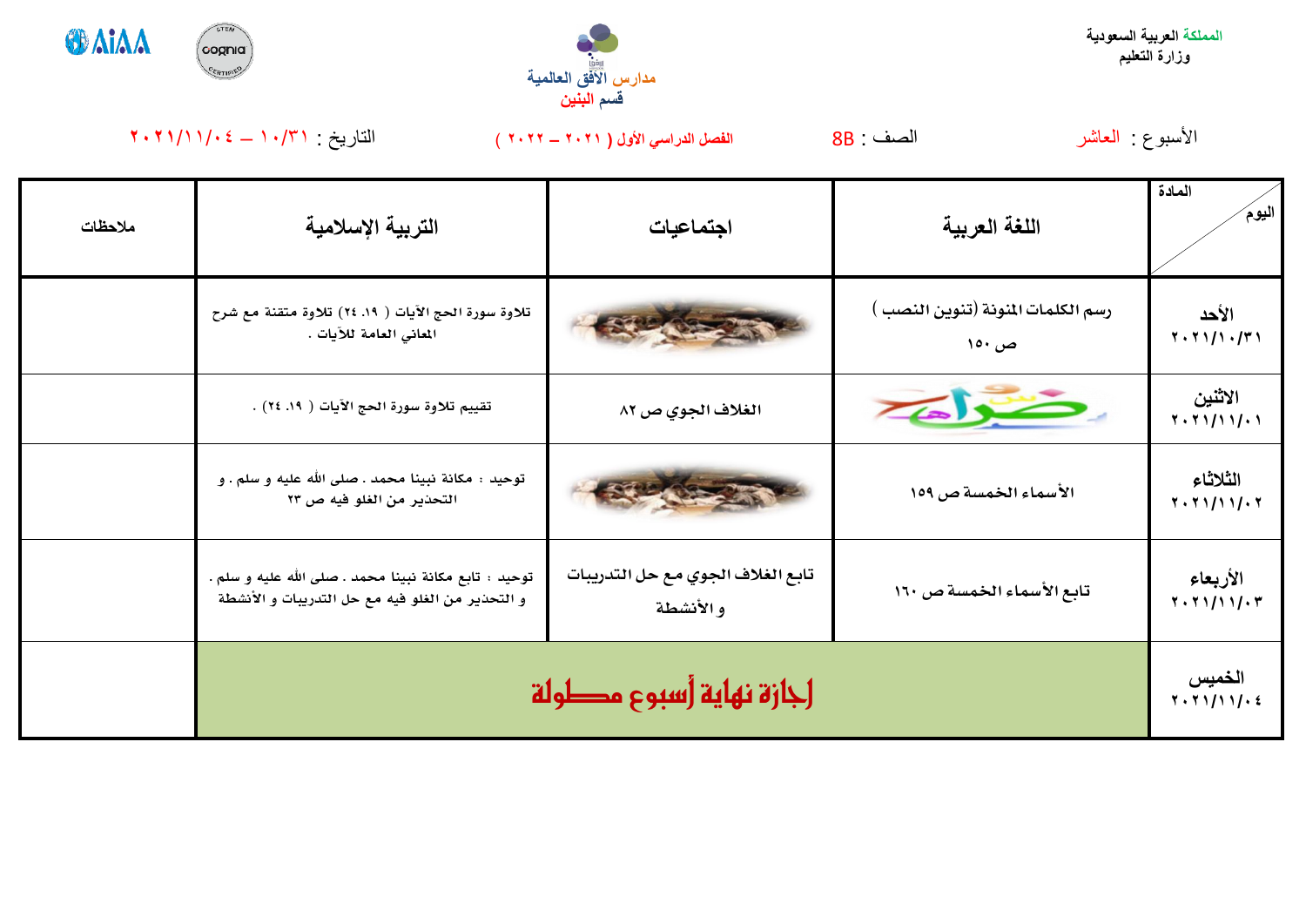المملكة العربية السعودية
وزارة التعليم

مدارس الأفق العالمية
قسم البنين

الأسبوع : العاشر | الصف : 8B | الفصل الدراسي الأول ( ٢٠٢١ – ٢٠٢٢ ) | التاريخ : ١٠/٣١ – ٢٠٢١/١١/٠٤

| المادة / اليوم | اللغة العربية | اجتماعيات | التربية الإسلامية | ملاحظات |
|---|---|---|---|---|
| الأحد ٢٠٢١/١٠/٣١ | رسم الكلمات المنونة (تنوين النصب ) ص ١٥٠ | | تلاوة سورة الحج الآيات ( ١٩. ٢٤) تلاوة متقنة مع شرح المعاني العامة للآيات . | |
| الاثنين ٢٠٢١/١١/٠١ | | الغلاف الجوي ص ٨٢ | تقييم تلاوة سورة الحج الآيات ( ١٩. ٢٤) . | |
| الثلاثاء ٢٠٢١/١١/٠٢ | الأسماء الخمسة ص ١٥٩ | | توحيد : مكانة نبينا محمد . صلى الله عليه و سلم . و التحذير من الغلو فيه ص ٢٣ | |
| الأربعاء ٢٠٢١/١١/٠٣ | تابع الأسماء الخمسة ص ١٦٠ | تابع الغلاف الجوي مع حل التدريبات و الأنشطة | توحيد : تابع مكانة نبينا محمد . صلى الله عليه و سلم . و التحذير من الغلو فيه مع حل التدريبات و الأنشطة | |
| الخميس ٢٠٢١/١١/٠٤ | إجازة نهاية أسبوع مطولة | | | |